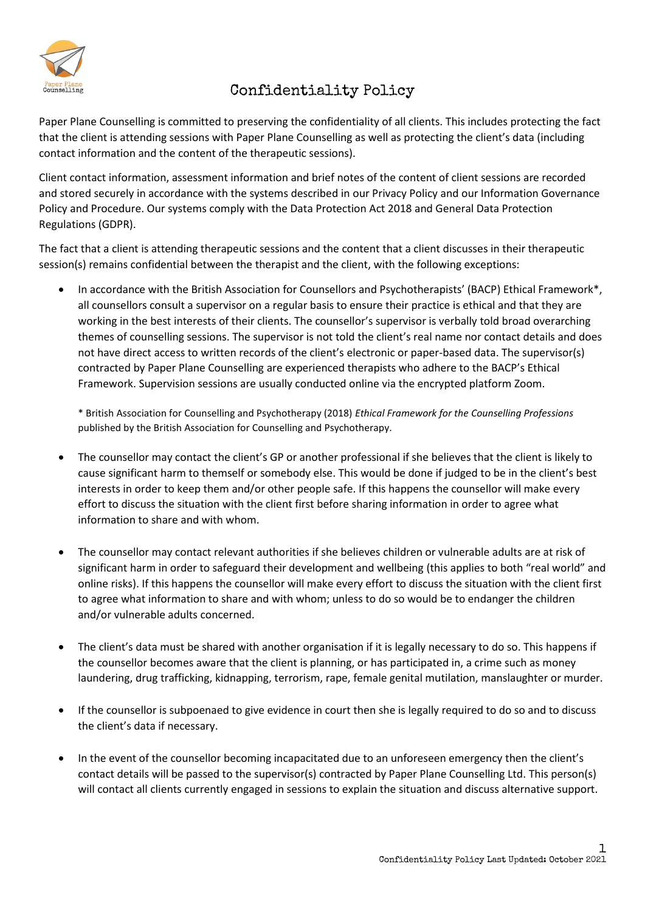# Confidentiality Policy

Paper Plane Counselling is committed to preserving the confidentiality of all clients. This includes protecting the fact that the client is attending sessions with Paper Plane Counselling as well as protecting the client's data (including contact information and the content of the therapeutic sessions).

Client contact information, assessment information and brief notes of the content of client sessions are recorded and stored securely in accordance with the systems described in our Privacy Policy and our Information Governance Policy and Procedure. Our systems comply with the Data Protection Act 2018 and General Data Protection Regulations (GDPR).

The fact that a client is attending therapeutic sessions and the content that a client discusses in their therapeutic session(s) remains confidential between the therapist and the client, with the following exceptions:

- In accordance with the British Association for Counsellors and Psychotherapists' (BACP) Ethical Framework*, all counsellors consult a supervisor on a regular basis to ensure their practice is ethical and that they are working in the best interests of their clients. The counsellor's supervisor is verbally told broad overarching themes of counselling sessions. The supervisor is not told the client's real name nor contact details and does not have direct access to written records of the client's electronic or paper-based data. The supervisor(s) contracted by Paper Plane Counselling are experienced therapists who adhere to the BACP's Ethical Framework. Supervision sessions are usually conducted online via the encrypted platform Zoom.

  \* British Association for Counselling and Psychotherapy (2018) *Ethical Framework for the Counselling Professions* published by the British Association for Counselling and Psychotherapy.

- The counsellor may contact the client's GP or another professional if she believes that the client is likely to cause significant harm to themself or somebody else. This would be done if judged to be in the client's best interests in order to keep them and/or other people safe. If this happens the counsellor will make every effort to discuss the situation with the client first before sharing information in order to agree what information to share and with whom.

- The counsellor may contact relevant authorities if she believes children or vulnerable adults are at risk of significant harm in order to safeguard their development and wellbeing (this applies to both "real world" and online risks). If this happens the counsellor will make every effort to discuss the situation with the client first to agree what information to share and with whom; unless to do so would be to endanger the children and/or vulnerable adults concerned.

- The client's data must be shared with another organisation if it is legally necessary to do so. This happens if the counsellor becomes aware that the client is planning, or has participated in, a crime such as money laundering, drug trafficking, kidnapping, terrorism, rape, female genital mutilation, manslaughter or murder.

- If the counsellor is subpoenaed to give evidence in court then she is legally required to do so and to discuss the client's data if necessary.

- In the event of the counsellor becoming incapacitated due to an unforeseen emergency then the client's contact details will be passed to the supervisor(s) contracted by Paper Plane Counselling Ltd. This person(s) will contact all clients currently engaged in sessions to explain the situation and discuss alternative support.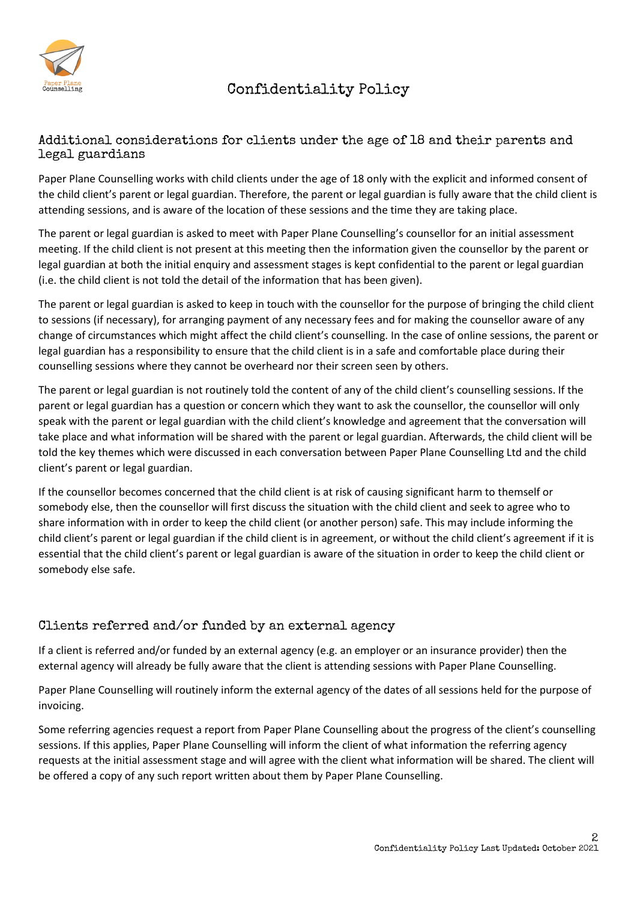## Additional considerations for clients under the age of 18 and their parents and legal guardians

Paper Plane Counselling works with child clients under the age of 18 only with the explicit and informed consent of the child client's parent or legal guardian. Therefore, the parent or legal guardian is fully aware that the child client is attending sessions, and is aware of the location of these sessions and the time they are taking place.

The parent or legal guardian is asked to meet with Paper Plane Counselling's counsellor for an initial assessment meeting. If the child client is not present at this meeting then the information given the counsellor by the parent or legal guardian at both the initial enquiry and assessment stages is kept confidential to the parent or legal guardian (i.e. the child client is not told the detail of the information that has been given).

The parent or legal guardian is asked to keep in touch with the counsellor for the purpose of bringing the child client to sessions (if necessary), for arranging payment of any necessary fees and for making the counsellor aware of any change of circumstances which might affect the child client's counselling. In the case of online sessions, the parent or legal guardian has a responsibility to ensure that the child client is in a safe and comfortable place during their counselling sessions where they cannot be overheard nor their screen seen by others.

The parent or legal guardian is not routinely told the content of any of the child client's counselling sessions. If the parent or legal guardian has a question or concern which they want to ask the counsellor, the counsellor will only speak with the parent or legal guardian with the child client's knowledge and agreement that the conversation will take place and what information will be shared with the parent or legal guardian. Afterwards, the child client will be told the key themes which were discussed in each conversation between Paper Plane Counselling Ltd and the child client's parent or legal guardian.

If the counsellor becomes concerned that the child client is at risk of causing significant harm to themself or somebody else, then the counsellor will first discuss the situation with the child client and seek to agree who to share information with in order to keep the child client (or another person) safe. This may include informing the child client's parent or legal guardian if the child client is in agreement, or without the child client's agreement if it is essential that the child client's parent or legal guardian is aware of the situation in order to keep the child client or somebody else safe.

## Clients referred and/or funded by an external agency

If a client is referred and/or funded by an external agency (e.g. an employer or an insurance provider) then the external agency will already be fully aware that the client is attending sessions with Paper Plane Counselling.

Paper Plane Counselling will routinely inform the external agency of the dates of all sessions held for the purpose of invoicing.

Some referring agencies request a report from Paper Plane Counselling about the progress of the client's counselling sessions. If this applies, Paper Plane Counselling will inform the client of what information the referring agency requests at the initial assessment stage and will agree with the client what information will be shared. The client will be offered a copy of any such report written about them by Paper Plane Counselling.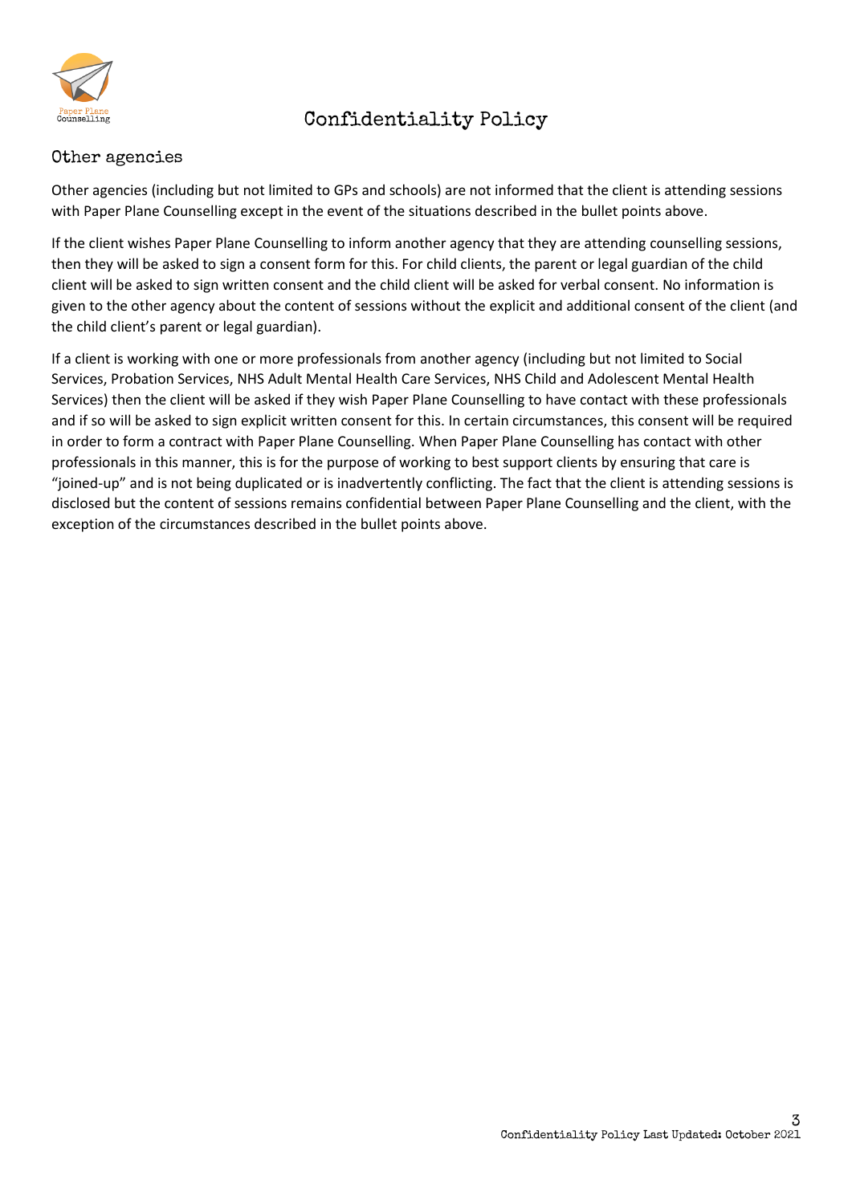## Other agencies

Other agencies (including but not limited to GPs and schools) are not informed that the client is attending sessions with Paper Plane Counselling except in the event of the situations described in the bullet points above.

If the client wishes Paper Plane Counselling to inform another agency that they are attending counselling sessions, then they will be asked to sign a consent form for this. For child clients, the parent or legal guardian of the child client will be asked to sign written consent and the child client will be asked for verbal consent. No information is given to the other agency about the content of sessions without the explicit and additional consent of the client (and the child client's parent or legal guardian).

If a client is working with one or more professionals from another agency (including but not limited to Social Services, Probation Services, NHS Adult Mental Health Care Services, NHS Child and Adolescent Mental Health Services) then the client will be asked if they wish Paper Plane Counselling to have contact with these professionals and if so will be asked to sign explicit written consent for this. In certain circumstances, this consent will be required in order to form a contract with Paper Plane Counselling. When Paper Plane Counselling has contact with other professionals in this manner, this is for the purpose of working to best support clients by ensuring that care is "joined-up" and is not being duplicated or is inadvertently conflicting. The fact that the client is attending sessions is disclosed but the content of sessions remains confidential between Paper Plane Counselling and the client, with the exception of the circumstances described in the bullet points above.